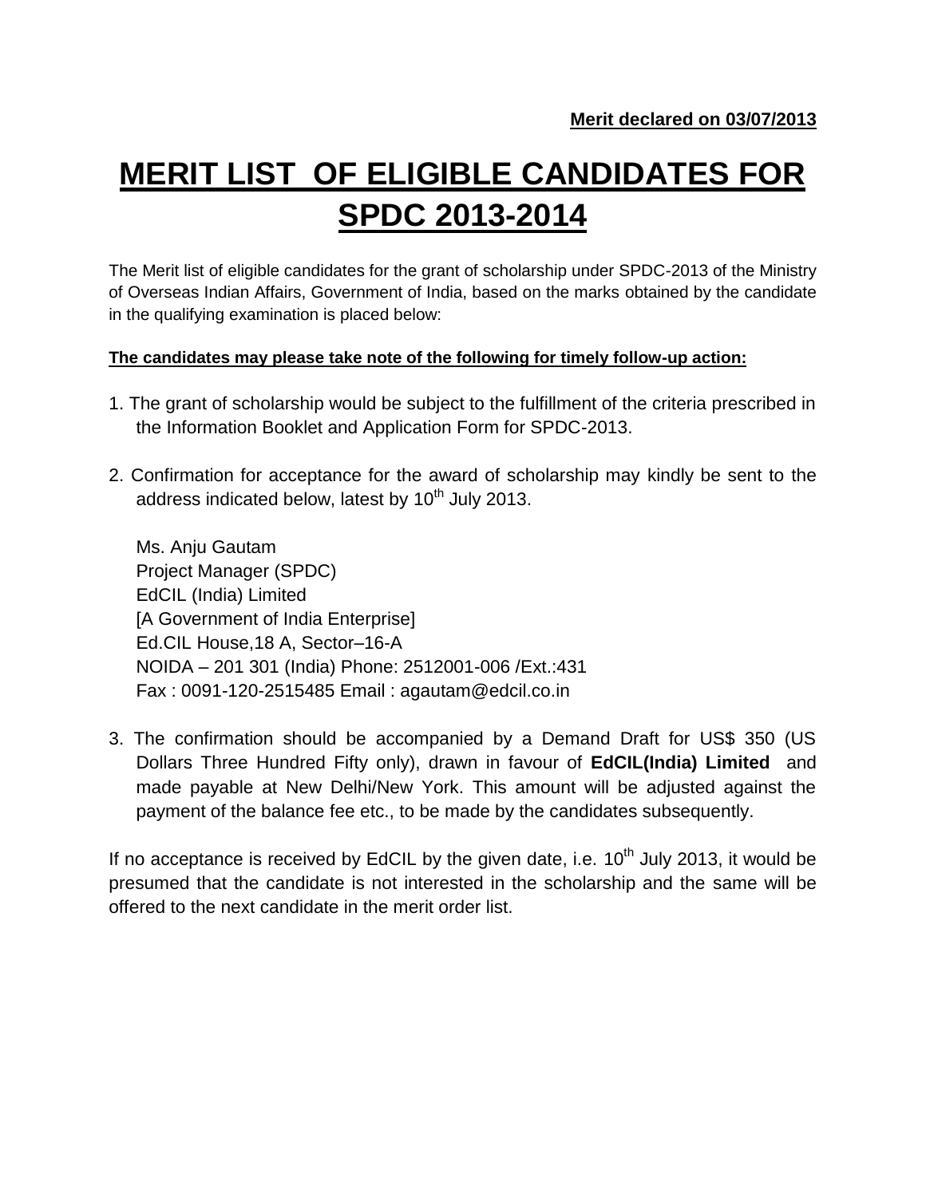**Merit declared on 03/07/2013**

# MERIT LIST OF ELIGIBLE CANDIDATES FOR SPDC 2013-2014

The Merit list of eligible candidates for the grant of scholarship under SPDC-2013 of the Ministry of Overseas Indian Affairs, Government of India, based on the marks obtained by the candidate in the qualifying examination is placed below:

**The candidates may please take note of the following for timely follow-up action:**

1. The grant of scholarship would be subject to the fulfillment of the criteria prescribed in the Information Booklet and Application Form for SPDC-2013.

2. Confirmation for acceptance for the award of scholarship may kindly be sent to the address indicated below, latest by 10th July 2013.

   Ms. Anju Gautam
   Project Manager (SPDC)
   EdCIL (India) Limited
   [A Government of India Enterprise]
   Ed.CIL House,18 A, Sector–16-A
   NOIDA – 201 301 (India) Phone: 2512001-006 /Ext.:431
   Fax : 0091-120-2515485 Email : agautam@edcil.co.in

3. The confirmation should be accompanied by a Demand Draft for US$ 350 (US Dollars Three Hundred Fifty only), drawn in favour of **EdCIL(India) Limited** and made payable at New Delhi/New York. This amount will be adjusted against the payment of the balance fee etc., to be made by the candidates subsequently.

If no acceptance is received by EdCIL by the given date, i.e. 10th July 2013, it would be presumed that the candidate is not interested in the scholarship and the same will be offered to the next candidate in the merit order list.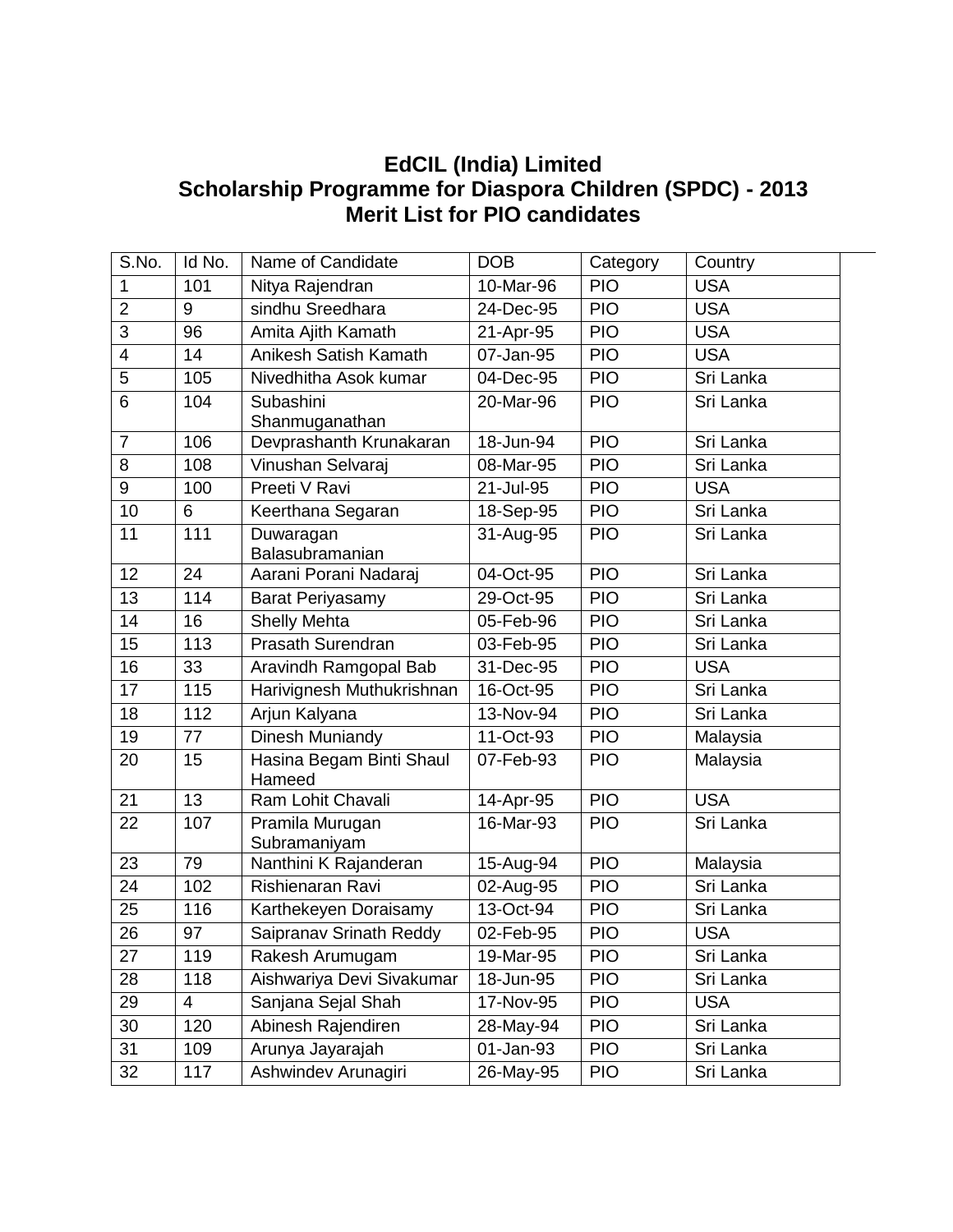# EdCIL (India) Limited
## Scholarship Programme for Diaspora Children (SPDC) - 2013
## Merit List for PIO candidates

| S.No. | Id No. | Name of Candidate | DOB | Category | Country |
|---|---|---|---|---|---|
| 1 | 101 | Nitya Rajendran | 10-Mar-96 | PIO | USA |
| 2 | 9 | sindhu Sreedhara | 24-Dec-95 | PIO | USA |
| 3 | 96 | Amita Ajith Kamath | 21-Apr-95 | PIO | USA |
| 4 | 14 | Anikesh Satish Kamath | 07-Jan-95 | PIO | USA |
| 5 | 105 | Nivedhitha Asok kumar | 04-Dec-95 | PIO | Sri Lanka |
| 6 | 104 | Subashini Shanmuganathan | 20-Mar-96 | PIO | Sri Lanka |
| 7 | 106 | Devprashanth Krunakaran | 18-Jun-94 | PIO | Sri Lanka |
| 8 | 108 | Vinushan Selvaraj | 08-Mar-95 | PIO | Sri Lanka |
| 9 | 100 | Preeti V Ravi | 21-Jul-95 | PIO | USA |
| 10 | 6 | Keerthana Segaran | 18-Sep-95 | PIO | Sri Lanka |
| 11 | 111 | Duwaragan Balasubramanian | 31-Aug-95 | PIO | Sri Lanka |
| 12 | 24 | Aarani Porani Nadaraj | 04-Oct-95 | PIO | Sri Lanka |
| 13 | 114 | Barat Periyasamy | 29-Oct-95 | PIO | Sri Lanka |
| 14 | 16 | Shelly Mehta | 05-Feb-96 | PIO | Sri Lanka |
| 15 | 113 | Prasath Surendran | 03-Feb-95 | PIO | Sri Lanka |
| 16 | 33 | Aravindh Ramgopal Bab | 31-Dec-95 | PIO | USA |
| 17 | 115 | Harivignesh Muthukrishnan | 16-Oct-95 | PIO | Sri Lanka |
| 18 | 112 | Arjun Kalyana | 13-Nov-94 | PIO | Sri Lanka |
| 19 | 77 | Dinesh Muniandy | 11-Oct-93 | PIO | Malaysia |
| 20 | 15 | Hasina Begam Binti Shaul Hameed | 07-Feb-93 | PIO | Malaysia |
| 21 | 13 | Ram Lohit Chavali | 14-Apr-95 | PIO | USA |
| 22 | 107 | Pramila Murugan Subramaniyam | 16-Mar-93 | PIO | Sri Lanka |
| 23 | 79 | Nanthini K Rajanderan | 15-Aug-94 | PIO | Malaysia |
| 24 | 102 | Rishienaran Ravi | 02-Aug-95 | PIO | Sri Lanka |
| 25 | 116 | Karthekeyen Doraisamy | 13-Oct-94 | PIO | Sri Lanka |
| 26 | 97 | Saipranav Srinath Reddy | 02-Feb-95 | PIO | USA |
| 27 | 119 | Rakesh Arumugam | 19-Mar-95 | PIO | Sri Lanka |
| 28 | 118 | Aishwariya Devi Sivakumar | 18-Jun-95 | PIO | Sri Lanka |
| 29 | 4 | Sanjana Sejal Shah | 17-Nov-95 | PIO | USA |
| 30 | 120 | Abinesh Rajendiren | 28-May-94 | PIO | Sri Lanka |
| 31 | 109 | Arunya Jayarajah | 01-Jan-93 | PIO | Sri Lanka |
| 32 | 117 | Ashwindev Arunagiri | 26-May-95 | PIO | Sri Lanka |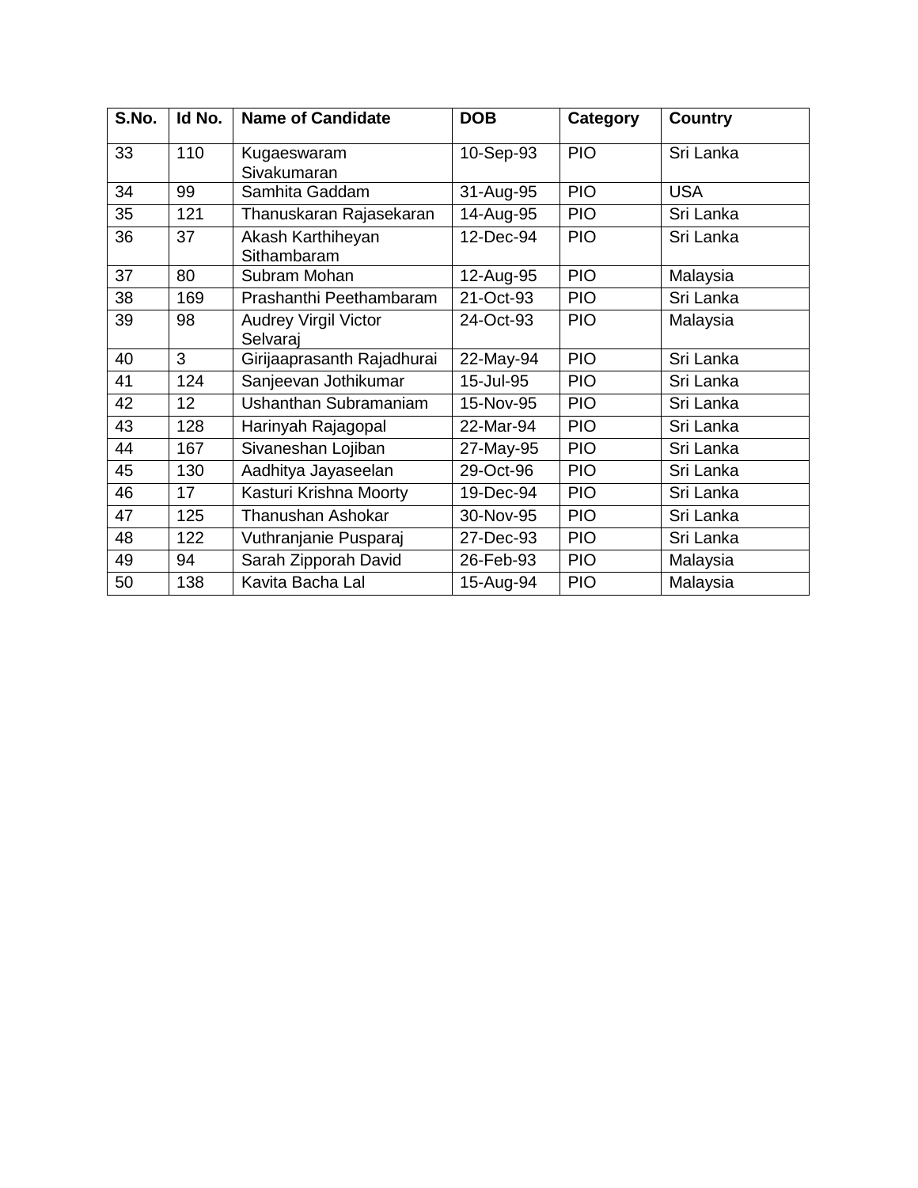| S.No. | Id No. | Name of Candidate | DOB | Category | Country |
|---|---|---|---|---|---|
| 33 | 110 | Kugaeswaram Sivakumaran | 10-Sep-93 | PIO | Sri Lanka |
| 34 | 99 | Samhita Gaddam | 31-Aug-95 | PIO | USA |
| 35 | 121 | Thanuskaran Rajasekaran | 14-Aug-95 | PIO | Sri Lanka |
| 36 | 37 | Akash Karthiheyan Sithambaram | 12-Dec-94 | PIO | Sri Lanka |
| 37 | 80 | Subram Mohan | 12-Aug-95 | PIO | Malaysia |
| 38 | 169 | Prashanthi Peethambaram | 21-Oct-93 | PIO | Sri Lanka |
| 39 | 98 | Audrey Virgil Victor Selvaraj | 24-Oct-93 | PIO | Malaysia |
| 40 | 3 | Girijaaprasanth Rajadhurai | 22-May-94 | PIO | Sri Lanka |
| 41 | 124 | Sanjeevan Jothikumar | 15-Jul-95 | PIO | Sri Lanka |
| 42 | 12 | Ushanthan Subramaniam | 15-Nov-95 | PIO | Sri Lanka |
| 43 | 128 | Harinyah Rajagopal | 22-Mar-94 | PIO | Sri Lanka |
| 44 | 167 | Sivaneshan Lojiban | 27-May-95 | PIO | Sri Lanka |
| 45 | 130 | Aadhitya Jayaseelan | 29-Oct-96 | PIO | Sri Lanka |
| 46 | 17 | Kasturi Krishna Moorty | 19-Dec-94 | PIO | Sri Lanka |
| 47 | 125 | Thanushan Ashokar | 30-Nov-95 | PIO | Sri Lanka |
| 48 | 122 | Vuthranjanie Pusparaj | 27-Dec-93 | PIO | Sri Lanka |
| 49 | 94 | Sarah Zipporah David | 26-Feb-93 | PIO | Malaysia |
| 50 | 138 | Kavita Bacha Lal | 15-Aug-94 | PIO | Malaysia |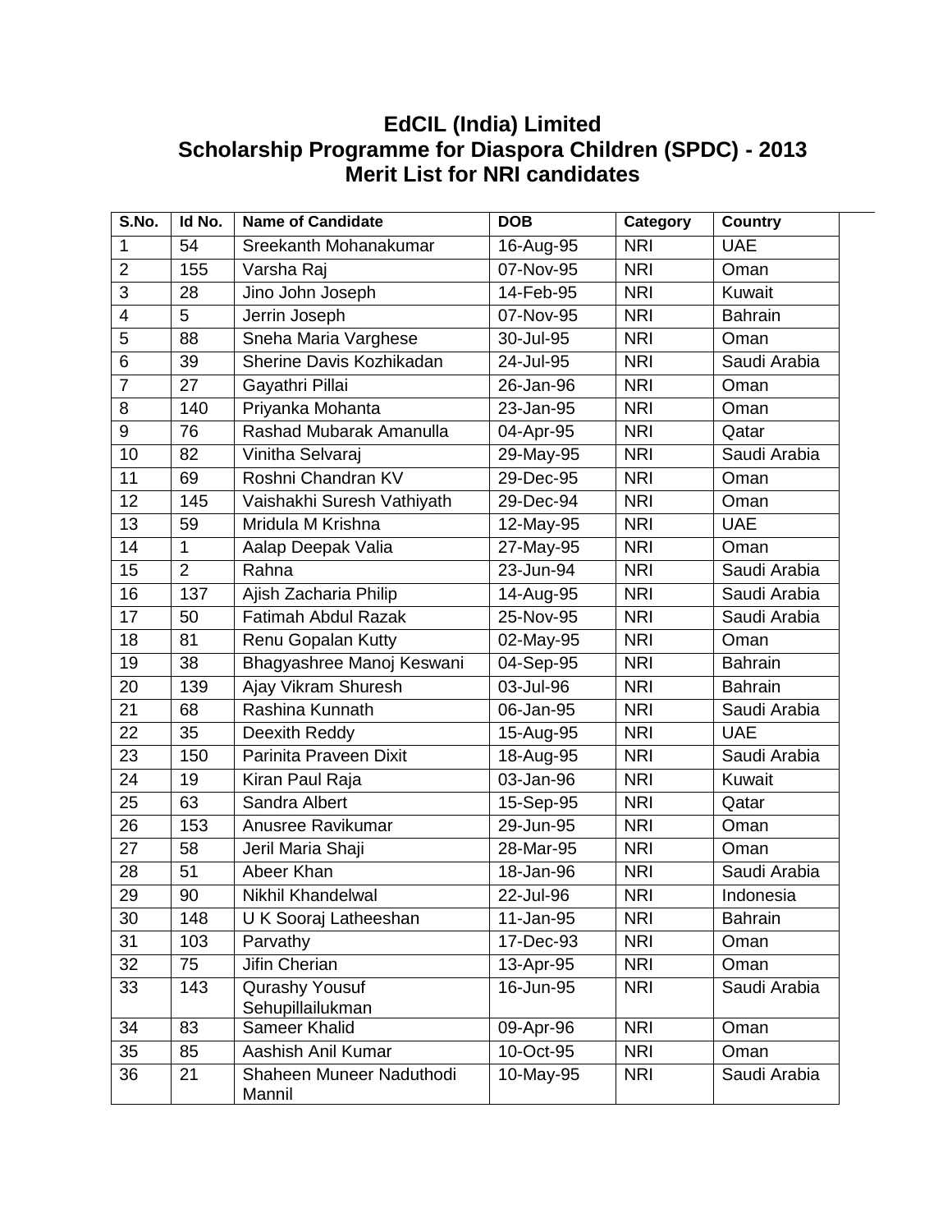# EdCIL (India) Limited
## Scholarship Programme for Diaspora Children (SPDC) - 2013
## Merit List for NRI candidates

| S.No. | Id No. | Name of Candidate | DOB | Category | Country |
|---|---|---|---|---|---|
| 1 | 54 | Sreekanth Mohanakumar | 16-Aug-95 | NRI | UAE |
| 2 | 155 | Varsha Raj | 07-Nov-95 | NRI | Oman |
| 3 | 28 | Jino John Joseph | 14-Feb-95 | NRI | Kuwait |
| 4 | 5 | Jerrin Joseph | 07-Nov-95 | NRI | Bahrain |
| 5 | 88 | Sneha Maria Varghese | 30-Jul-95 | NRI | Oman |
| 6 | 39 | Sherine Davis Kozhikadan | 24-Jul-95 | NRI | Saudi Arabia |
| 7 | 27 | Gayathri Pillai | 26-Jan-96 | NRI | Oman |
| 8 | 140 | Priyanka Mohanta | 23-Jan-95 | NRI | Oman |
| 9 | 76 | Rashad Mubarak Amanulla | 04-Apr-95 | NRI | Qatar |
| 10 | 82 | Vinitha Selvaraj | 29-May-95 | NRI | Saudi Arabia |
| 11 | 69 | Roshni Chandran KV | 29-Dec-95 | NRI | Oman |
| 12 | 145 | Vaishakhi Suresh Vathiyath | 29-Dec-94 | NRI | Oman |
| 13 | 59 | Mridula M Krishna | 12-May-95 | NRI | UAE |
| 14 | 1 | Aalap Deepak Valia | 27-May-95 | NRI | Oman |
| 15 | 2 | Rahna | 23-Jun-94 | NRI | Saudi Arabia |
| 16 | 137 | Ajish Zacharia Philip | 14-Aug-95 | NRI | Saudi Arabia |
| 17 | 50 | Fatimah Abdul Razak | 25-Nov-95 | NRI | Saudi Arabia |
| 18 | 81 | Renu Gopalan Kutty | 02-May-95 | NRI | Oman |
| 19 | 38 | Bhagyashree Manoj Keswani | 04-Sep-95 | NRI | Bahrain |
| 20 | 139 | Ajay Vikram Shuresh | 03-Jul-96 | NRI | Bahrain |
| 21 | 68 | Rashina Kunnath | 06-Jan-95 | NRI | Saudi Arabia |
| 22 | 35 | Deexith Reddy | 15-Aug-95 | NRI | UAE |
| 23 | 150 | Parinita Praveen Dixit | 18-Aug-95 | NRI | Saudi Arabia |
| 24 | 19 | Kiran Paul Raja | 03-Jan-96 | NRI | Kuwait |
| 25 | 63 | Sandra Albert | 15-Sep-95 | NRI | Qatar |
| 26 | 153 | Anusree Ravikumar | 29-Jun-95 | NRI | Oman |
| 27 | 58 | Jeril Maria Shaji | 28-Mar-95 | NRI | Oman |
| 28 | 51 | Abeer Khan | 18-Jan-96 | NRI | Saudi Arabia |
| 29 | 90 | Nikhil Khandelwal | 22-Jul-96 | NRI | Indonesia |
| 30 | 148 | U K Sooraj Latheeshan | 11-Jan-95 | NRI | Bahrain |
| 31 | 103 | Parvathy | 17-Dec-93 | NRI | Oman |
| 32 | 75 | Jifin Cherian | 13-Apr-95 | NRI | Oman |
| 33 | 143 | Qurashy Yousuf Sehupillailukman | 16-Jun-95 | NRI | Saudi Arabia |
| 34 | 83 | Sameer Khalid | 09-Apr-96 | NRI | Oman |
| 35 | 85 | Aashish Anil Kumar | 10-Oct-95 | NRI | Oman |
| 36 | 21 | Shaheen Muneer Naduthodi Mannil | 10-May-95 | NRI | Saudi Arabia |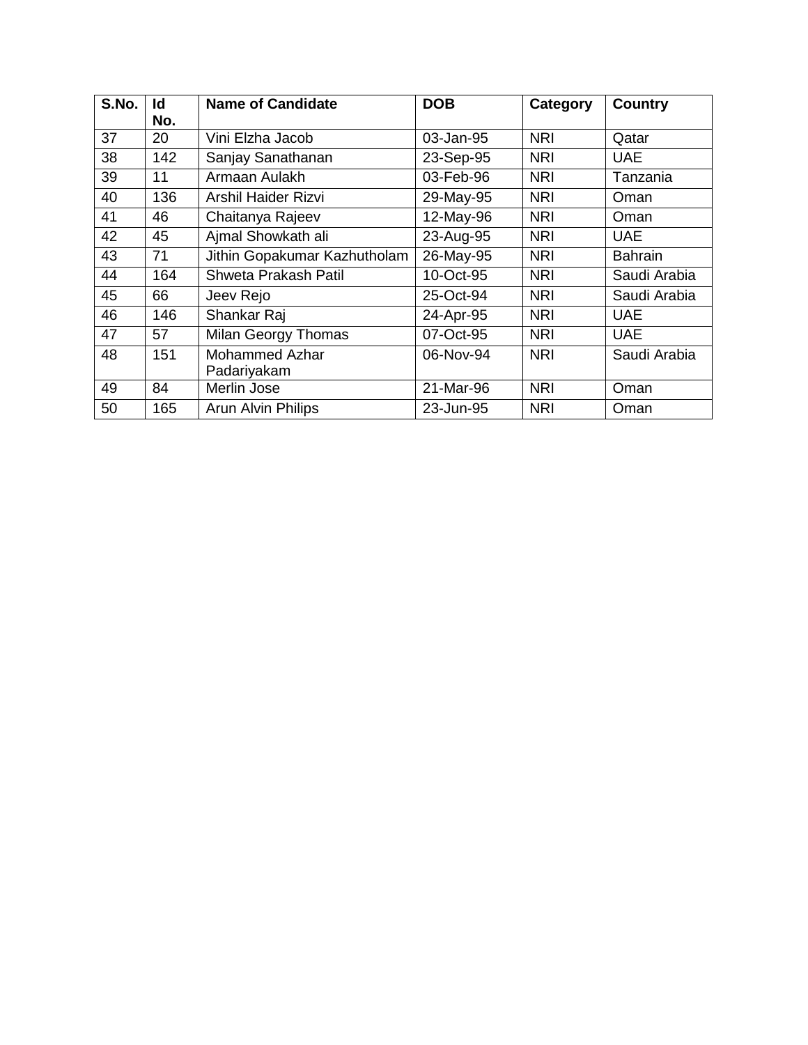| S.No. | Id No. | Name of Candidate | DOB | Category | Country |
|---|---|---|---|---|---|
| 37 | 20 | Vini Elzha Jacob | 03-Jan-95 | NRI | Qatar |
| 38 | 142 | Sanjay Sanathanan | 23-Sep-95 | NRI | UAE |
| 39 | 11 | Armaan Aulakh | 03-Feb-96 | NRI | Tanzania |
| 40 | 136 | Arshil Haider Rizvi | 29-May-95 | NRI | Oman |
| 41 | 46 | Chaitanya Rajeev | 12-May-96 | NRI | Oman |
| 42 | 45 | Ajmal Showkath ali | 23-Aug-95 | NRI | UAE |
| 43 | 71 | Jithin Gopakumar Kazhutholam | 26-May-95 | NRI | Bahrain |
| 44 | 164 | Shweta Prakash Patil | 10-Oct-95 | NRI | Saudi Arabia |
| 45 | 66 | Jeev Rejo | 25-Oct-94 | NRI | Saudi Arabia |
| 46 | 146 | Shankar Raj | 24-Apr-95 | NRI | UAE |
| 47 | 57 | Milan Georgy Thomas | 07-Oct-95 | NRI | UAE |
| 48 | 151 | Mohammed Azhar Padariyakam | 06-Nov-94 | NRI | Saudi Arabia |
| 49 | 84 | Merlin Jose | 21-Mar-96 | NRI | Oman |
| 50 | 165 | Arun Alvin Philips | 23-Jun-95 | NRI | Oman |